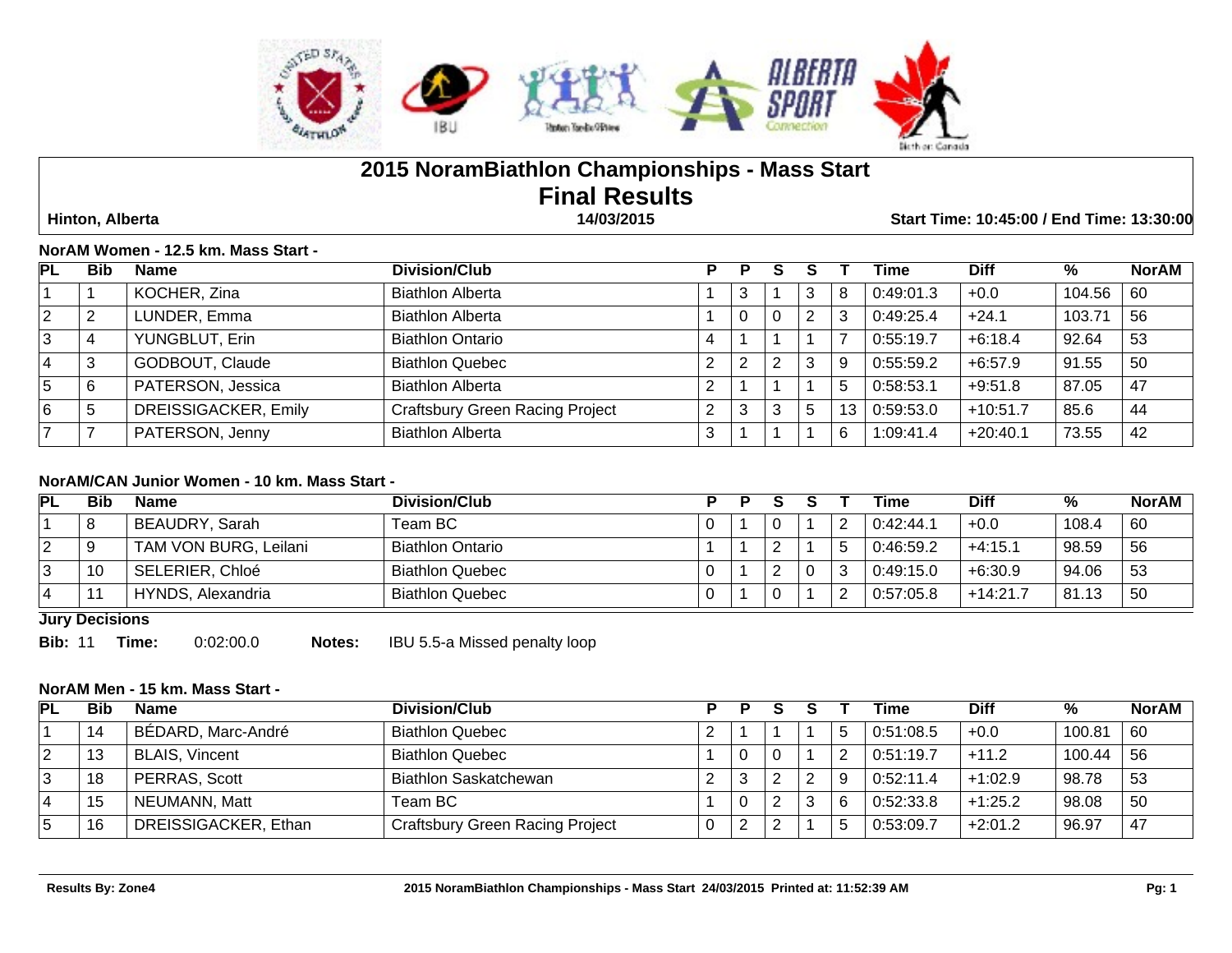# 2015 NoramBiathlon Championships - Mass Start

## Final Results

**Hinton, Alberta** | **14/03/2015** | **Start Time: 10:45:00 / End Time: 13:30:00**

### NorAM Women - 12.5 km. Mass Start -

| PL | Bib | Name | Division/Club | P | P | S | S | T | Time | Diff | % | NorAM |
|---|---|---|---|---|---|---|---|---|---|---|---|---|
| 1 | 1 | KOCHER, Zina | Biathlon Alberta | 1 | 3 | 1 | 3 | 8 | 0:49:01.3 | +0.0 | 104.56 | 60 |
| 2 | 2 | LUNDER, Emma | Biathlon Alberta | 1 | 0 | 0 | 2 | 3 | 0:49:25.4 | +24.1 | 103.71 | 56 |
| 3 | 4 | YUNGBLUT, Erin | Biathlon Ontario | 4 | 1 | 1 | 1 | 7 | 0:55:19.7 | +6:18.4 | 92.64 | 53 |
| 4 | 3 | GODBOUT, Claude | Biathlon Quebec | 2 | 2 | 2 | 3 | 9 | 0:55:59.2 | +6:57.9 | 91.55 | 50 |
| 5 | 6 | PATERSON, Jessica | Biathlon Alberta | 2 | 1 | 1 | 1 | 5 | 0:58:53.1 | +9:51.8 | 87.05 | 47 |
| 6 | 5 | DREISSIGACKER, Emily | Craftsbury Green Racing Project | 2 | 3 | 3 | 5 | 13 | 0:59:53.0 | +10:51.7 | 85.6 | 44 |
| 7 | 7 | PATERSON, Jenny | Biathlon Alberta | 3 | 1 | 1 | 1 | 6 | 1:09:41.4 | +20:40.1 | 73.55 | 42 |

### NorAM/CAN Junior Women - 10 km. Mass Start -

| PL | Bib | Name | Division/Club | P | P | S | S | T | Time | Diff | % | NorAM |
|---|---|---|---|---|---|---|---|---|---|---|---|---|
| 1 | 8 | BEAUDRY, Sarah | Team BC | 0 | 1 | 0 | 1 | 2 | 0:42:44.1 | +0.0 | 108.4 | 60 |
| 2 | 9 | TAM VON BURG, Leilani | Biathlon Ontario | 1 | 1 | 2 | 1 | 5 | 0:46:59.2 | +4:15.1 | 98.59 | 56 |
| 3 | 10 | SELERIER, Chloé | Biathlon Quebec | 0 | 1 | 2 | 0 | 3 | 0:49:15.0 | +6:30.9 | 94.06 | 53 |
| 4 | 11 | HYNDS, Alexandria | Biathlon Quebec | 0 | 1 | 0 | 1 | 2 | 0:57:05.8 | +14:21.7 | 81.13 | 50 |

**Jury Decisions**

**Bib:** 11 **Time:** 0:02:00.0 **Notes:** IBU 5.5-a Missed penalty loop

### NorAM Men - 15 km. Mass Start -

| PL | Bib | Name | Division/Club | P | P | S | S | T | Time | Diff | % | NorAM |
|---|---|---|---|---|---|---|---|---|---|---|---|---|
| 1 | 14 | BÉDARD, Marc-André | Biathlon Quebec | 2 | 1 | 1 | 1 | 5 | 0:51:08.5 | +0.0 | 100.81 | 60 |
| 2 | 13 | BLAIS, Vincent | Biathlon Quebec | 1 | 0 | 0 | 1 | 2 | 0:51:19.7 | +11.2 | 100.44 | 56 |
| 3 | 18 | PERRAS, Scott | Biathlon Saskatchewan | 2 | 3 | 2 | 2 | 9 | 0:52:11.4 | +1:02.9 | 98.78 | 53 |
| 4 | 15 | NEUMANN, Matt | Team BC | 1 | 0 | 2 | 3 | 6 | 0:52:33.8 | +1:25.2 | 98.08 | 50 |
| 5 | 16 | DREISSIGACKER, Ethan | Craftsbury Green Racing Project | 0 | 2 | 2 | 1 | 5 | 0:53:09.7 | +2:01.2 | 96.97 | 47 |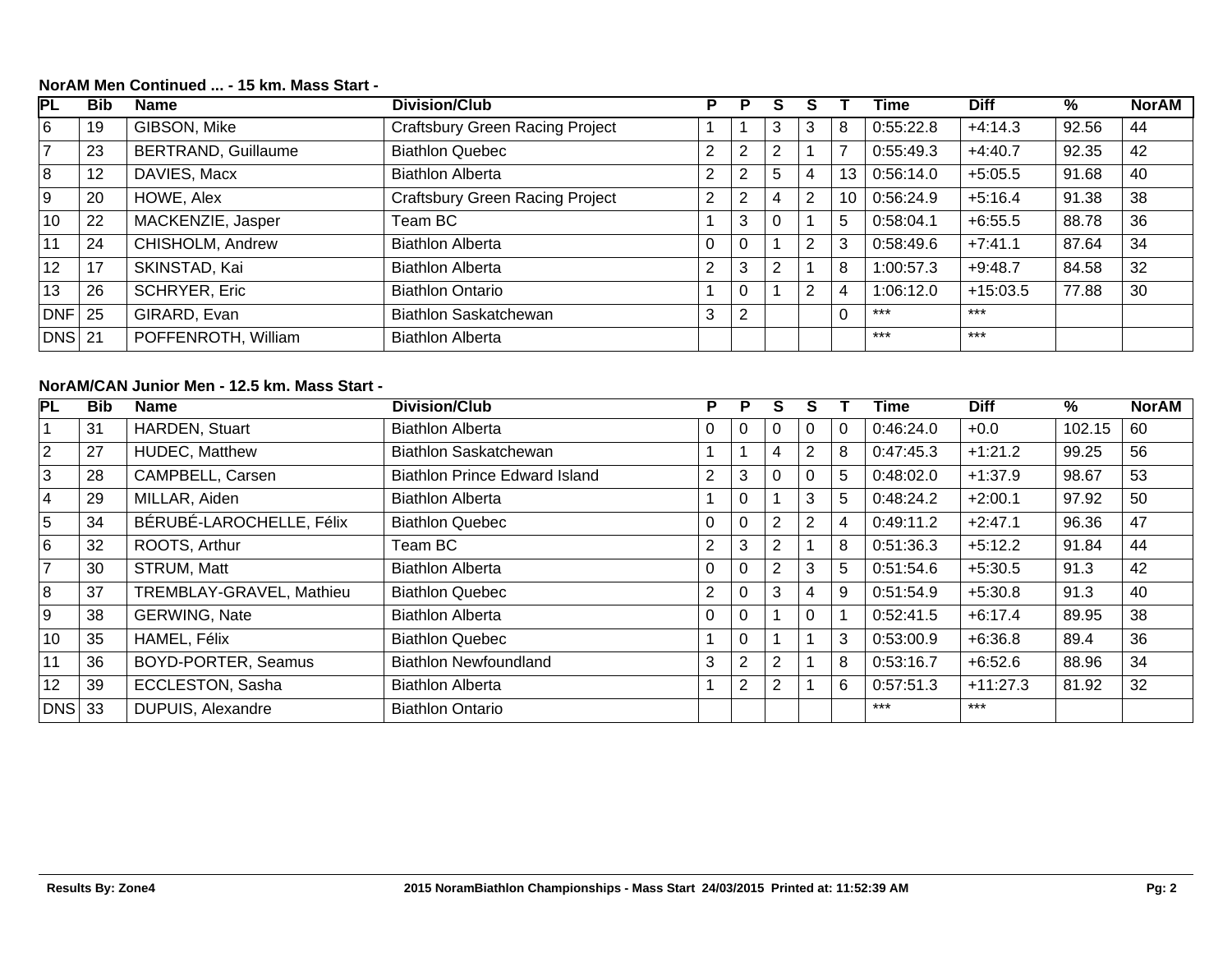**NorAM Men Continued ... - 15 km. Mass Start -**

| PL | Bib | Name | Division/Club | P | P | S | S | T | Time | Diff | % | NorAM |
|---|---|---|---|---|---|---|---|---|---|---|---|---|
| 6 | 19 | GIBSON, Mike | Craftsbury Green Racing Project | 1 | 1 | 3 | 3 | 8 | 0:55:22.8 | +4:14.3 | 92.56 | 44 |
| 7 | 23 | BERTRAND, Guillaume | Biathlon Quebec | 2 | 2 | 2 | 1 | 7 | 0:55:49.3 | +4:40.7 | 92.35 | 42 |
| 8 | 12 | DAVIES, Macx | Biathlon Alberta | 2 | 2 | 5 | 4 | 13 | 0:56:14.0 | +5:05.5 | 91.68 | 40 |
| 9 | 20 | HOWE, Alex | Craftsbury Green Racing Project | 2 | 2 | 4 | 2 | 10 | 0:56:24.9 | +5:16.4 | 91.38 | 38 |
| 10 | 22 | MACKENZIE, Jasper | Team BC | 1 | 3 | 0 | 1 | 5 | 0:58:04.1 | +6:55.5 | 88.78 | 36 |
| 11 | 24 | CHISHOLM, Andrew | Biathlon Alberta | 0 | 0 | 1 | 2 | 3 | 0:58:49.6 | +7:41.1 | 87.64 | 34 |
| 12 | 17 | SKINSTAD, Kai | Biathlon Alberta | 2 | 3 | 2 | 1 | 8 | 1:00:57.3 | +9:48.7 | 84.58 | 32 |
| 13 | 26 | SCHRYER, Eric | Biathlon Ontario | 1 | 0 | 1 | 2 | 4 | 1:06:12.0 | +15:03.5 | 77.88 | 30 |
| DNF | 25 | GIRARD, Evan | Biathlon Saskatchewan | 3 | 2 | | | 0 | *** | *** | | |
| DNS | 21 | POFFENROTH, William | Biathlon Alberta | | | | | | *** | *** | | |

**NorAM/CAN Junior Men - 12.5 km. Mass Start -**

| PL | Bib | Name | Division/Club | P | P | S | S | T | Time | Diff | % | NorAM |
|---|---|---|---|---|---|---|---|---|---|---|---|---|
| 1 | 31 | HARDEN, Stuart | Biathlon Alberta | 0 | 0 | 0 | 0 | 0 | 0:46:24.0 | +0.0 | 102.15 | 60 |
| 2 | 27 | HUDEC, Matthew | Biathlon Saskatchewan | 1 | 1 | 4 | 2 | 8 | 0:47:45.3 | +1:21.2 | 99.25 | 56 |
| 3 | 28 | CAMPBELL, Carsen | Biathlon Prince Edward Island | 2 | 3 | 0 | 0 | 5 | 0:48:02.0 | +1:37.9 | 98.67 | 53 |
| 4 | 29 | MILLAR, Aiden | Biathlon Alberta | 1 | 0 | 1 | 3 | 5 | 0:48:24.2 | +2:00.1 | 97.92 | 50 |
| 5 | 34 | BÉRUBÉ-LAROCHELLE, Félix | Biathlon Quebec | 0 | 0 | 2 | 2 | 4 | 0:49:11.2 | +2:47.1 | 96.36 | 47 |
| 6 | 32 | ROOTS, Arthur | Team BC | 2 | 3 | 2 | 1 | 8 | 0:51:36.3 | +5:12.2 | 91.84 | 44 |
| 7 | 30 | STRUM, Matt | Biathlon Alberta | 0 | 0 | 2 | 3 | 5 | 0:51:54.6 | +5:30.5 | 91.3 | 42 |
| 8 | 37 | TREMBLAY-GRAVEL, Mathieu | Biathlon Quebec | 2 | 0 | 3 | 4 | 9 | 0:51:54.9 | +5:30.8 | 91.3 | 40 |
| 9 | 38 | GERWING, Nate | Biathlon Alberta | 0 | 0 | 1 | 0 | 1 | 0:52:41.5 | +6:17.4 | 89.95 | 38 |
| 10 | 35 | HAMEL, Félix | Biathlon Quebec | 1 | 0 | 1 | 1 | 3 | 0:53:00.9 | +6:36.8 | 89.4 | 36 |
| 11 | 36 | BOYD-PORTER, Seamus | Biathlon Newfoundland | 3 | 2 | 2 | 1 | 8 | 0:53:16.7 | +6:52.6 | 88.96 | 34 |
| 12 | 39 | ECCLESTON, Sasha | Biathlon Alberta | 1 | 2 | 2 | 1 | 6 | 0:57:51.3 | +11:27.3 | 81.92 | 32 |
| DNS | 33 | DUPUIS, Alexandre | Biathlon Ontario | | | | | | *** | *** | | |